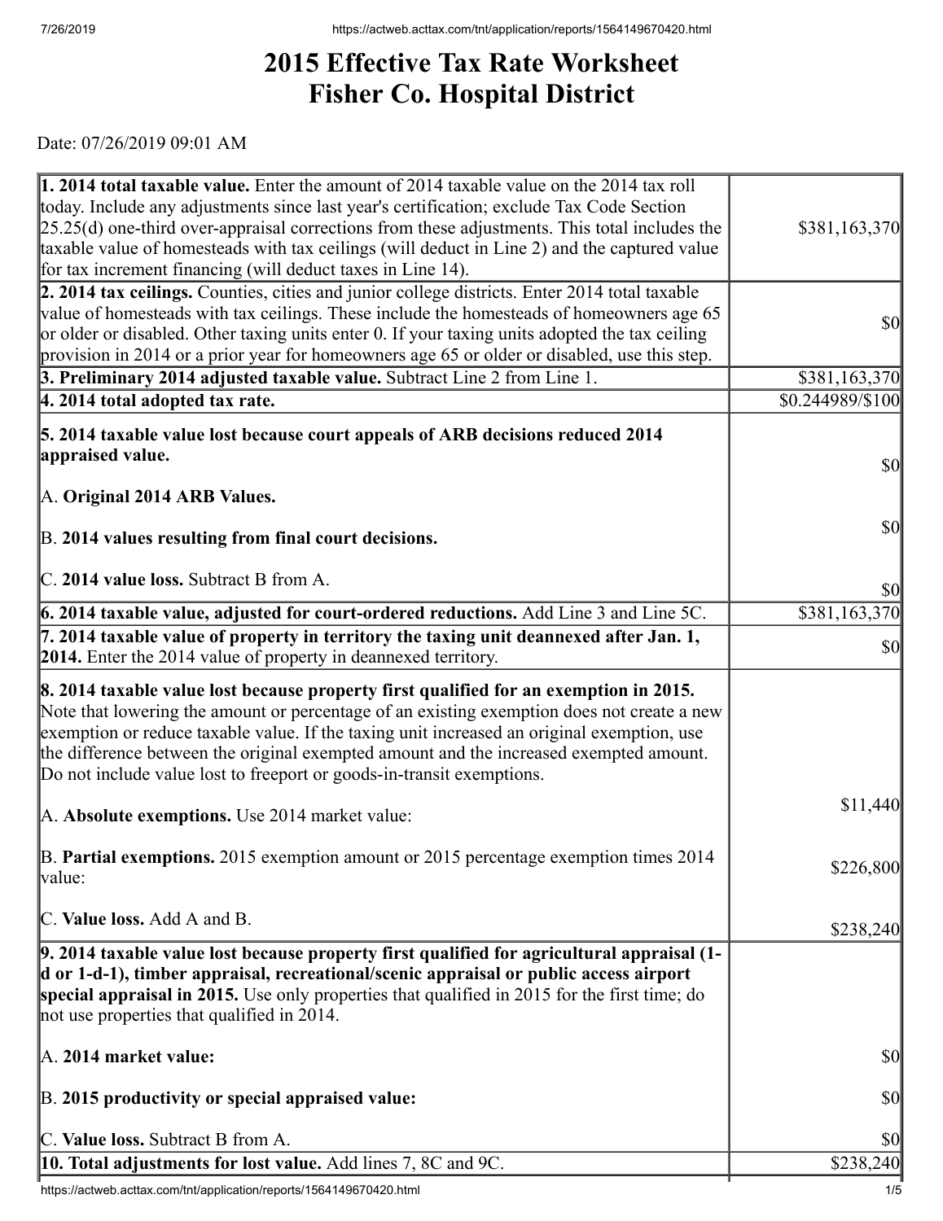# 2015 Effective Tax Rate Worksheet
# Fisher Co. Hospital District

Date: 07/26/2019 09:01 AM

| | |
|---|---|
| **1. 2014 total taxable value.** Enter the amount of 2014 taxable value on the 2014 tax roll today. Include any adjustments since last year's certification; exclude Tax Code Section 25.25(d) one-third over-appraisal corrections from these adjustments. This total includes the taxable value of homesteads with tax ceilings (will deduct in Line 2) and the captured value for tax increment financing (will deduct taxes in Line 14). | $381,163,370 |
| **2. 2014 tax ceilings.** Counties, cities and junior college districts. Enter 2014 total taxable value of homesteads with tax ceilings. These include the homesteads of homeowners age 65 or older or disabled. Other taxing units enter 0. If your taxing units adopted the tax ceiling provision in 2014 or a prior year for homeowners age 65 or older or disabled, use this step. | $0 |
| **3. Preliminary 2014 adjusted taxable value.** Subtract Line 2 from Line 1. | $381,163,370 |
| **4. 2014 total adopted tax rate.** | $0.244989/$100 |
| **5. 2014 taxable value lost because court appeals of ARB decisions reduced 2014 appraised value.**<br><br>A. **Original 2014 ARB Values.**<br><br>B. **2014 values resulting from final court decisions.**<br><br>C. **2014 value loss.** Subtract B from A. | $0<br><br>$0<br><br>$0 |
| **6. 2014 taxable value, adjusted for court-ordered reductions.** Add Line 3 and Line 5C. | $381,163,370 |
| **7. 2014 taxable value of property in territory the taxing unit deannexed after Jan. 1, 2014.** Enter the 2014 value of property in deannexed territory. | $0 |
| **8. 2014 taxable value lost because property first qualified for an exemption in 2015.** Note that lowering the amount or percentage of an existing exemption does not create a new exemption or reduce taxable value. If the taxing unit increased an original exemption, use the difference between the original exempted amount and the increased exempted amount. Do not include value lost to freeport or goods-in-transit exemptions.<br><br>A. **Absolute exemptions.** Use 2014 market value:<br><br>B. **Partial exemptions.** 2015 exemption amount or 2015 percentage exemption times 2014 value:<br><br>C. **Value loss.** Add A and B. | <br><br>$11,440<br><br>$226,800<br><br>$238,240 |
| **9. 2014 taxable value lost because property first qualified for agricultural appraisal (1-d or 1-d-1), timber appraisal, recreational/scenic appraisal or public access airport special appraisal in 2015.** Use only properties that qualified in 2015 for the first time; do not use properties that qualified in 2014.<br><br>A. **2014 market value:**<br><br>B. **2015 productivity or special appraised value:**<br><br>C. **Value loss.** Subtract B from A. | <br><br>$0<br><br>$0<br><br>$0 |
| **10. Total adjustments for lost value.** Add lines 7, 8C and 9C. | $238,240 |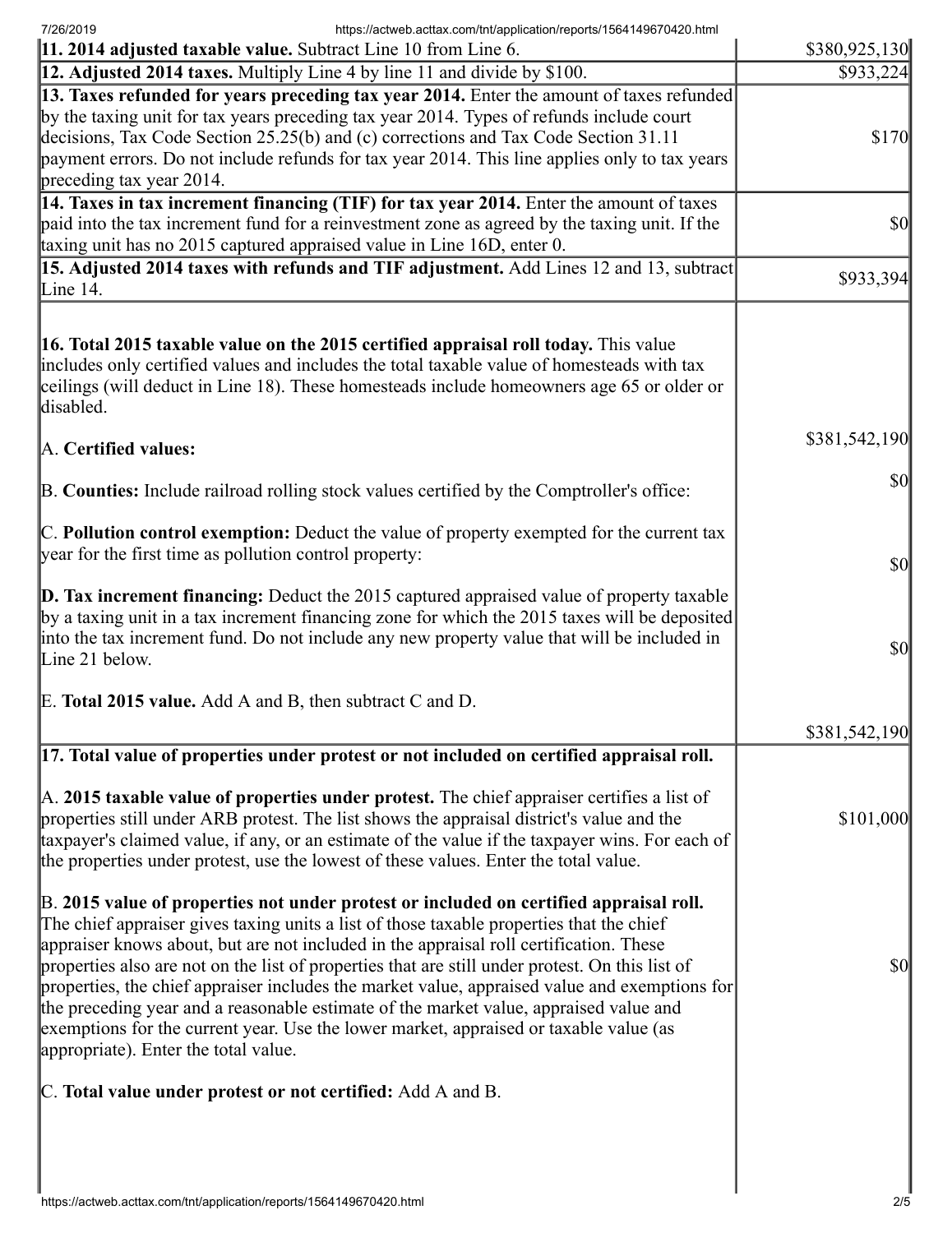| | |
|---|---|
| **11. 2014 adjusted taxable value.** Subtract Line 10 from Line 6. | $380,925,130 |
| **12. Adjusted 2014 taxes.** Multiply Line 4 by line 11 and divide by $100. | $933,224 |
| **13. Taxes refunded for years preceding tax year 2014.** Enter the amount of taxes refunded by the taxing unit for tax years preceding tax year 2014. Types of refunds include court decisions, Tax Code Section 25.25(b) and (c) corrections and Tax Code Section 31.11 payment errors. Do not include refunds for tax year 2014. This line applies only to tax years preceding tax year 2014. | $170 |
| **14. Taxes in tax increment financing (TIF) for tax year 2014.** Enter the amount of taxes paid into the tax increment fund for a reinvestment zone as agreed by the taxing unit. If the taxing unit has no 2015 captured appraised value in Line 16D, enter 0. | $0 |
| **15. Adjusted 2014 taxes with refunds and TIF adjustment.** Add Lines 12 and 13, subtract Line 14. | $933,394 |
| **16. Total 2015 taxable value on the 2015 certified appraisal roll today.** This value includes only certified values and includes the total taxable value of homesteads with tax ceilings (will deduct in Line 18). These homesteads include homeowners age 65 or older or disabled.<br><br>A. **Certified values:**<br><br>B. **Counties:** Include railroad rolling stock values certified by the Comptroller's office:<br><br>C. **Pollution control exemption:** Deduct the value of property exempted for the current tax year for the first time as pollution control property:<br><br>**D. Tax increment financing:** Deduct the 2015 captured appraised value of property taxable by a taxing unit in a tax increment financing zone for which the 2015 taxes will be deposited into the tax increment fund. Do not include any new property value that will be included in Line 21 below.<br><br>E. **Total 2015 value.** Add A and B, then subtract C and D. | $381,542,190<br><br>$0<br><br>$0<br><br>$0<br><br>$381,542,190 |
| **17. Total value of properties under protest or not included on certified appraisal roll.**<br><br>A. **2015 taxable value of properties under protest.** The chief appraiser certifies a list of properties still under ARB protest. The list shows the appraisal district's value and the taxpayer's claimed value, if any, or an estimate of the value if the taxpayer wins. For each of the properties under protest, use the lowest of these values. Enter the total value.<br><br>B. **2015 value of properties not under protest or included on certified appraisal roll.** The chief appraiser gives taxing units a list of those taxable properties that the chief appraiser knows about, but are not included in the appraisal roll certification. These properties also are not on the list of properties that are still under protest. On this list of properties, the chief appraiser includes the market value, appraised value and exemptions for the preceding year and a reasonable estimate of the market value, appraised value and exemptions for the current year. Use the lower market, appraised or taxable value (as appropriate). Enter the total value.<br><br>C. **Total value under protest or not certified:** Add A and B. | $101,000<br><br>$0 |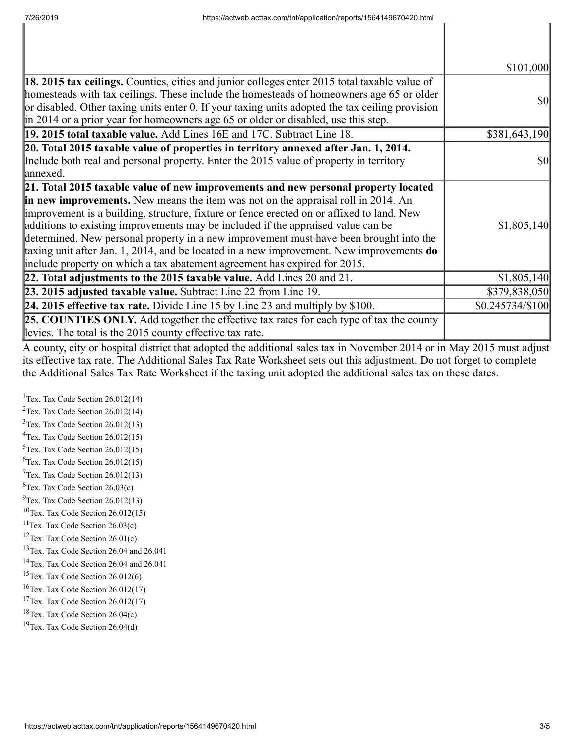| | |
|---|---|
| | $101,000 |
| **18. 2015 tax ceilings.** Counties, cities and junior colleges enter 2015 total taxable value of homesteads with tax ceilings. These include the homesteads of homeowners age 65 or older or disabled. Other taxing units enter 0. If your taxing units adopted the tax ceiling provision in 2014 or a prior year for homeowners age 65 or older or disabled, use this step. | $0 |
| **19. 2015 total taxable value.** Add Lines 16E and 17C. Subtract Line 18. | $381,643,190 |
| **20. Total 2015 taxable value of properties in territory annexed after Jan. 1, 2014.** Include both real and personal property. Enter the 2015 value of property in territory annexed. | $0 |
| **21. Total 2015 taxable value of new improvements and new personal property located in new improvements.** New means the item was not on the appraisal roll in 2014. An improvement is a building, structure, fixture or fence erected on or affixed to land. New additions to existing improvements may be included if the appraised value can be determined. New personal property in a new improvement must have been brought into the taxing unit after Jan. 1, 2014, and be located in a new improvement. New improvements **do** include property on which a tax abatement agreement has expired for 2015. | $1,805,140 |
| **22. Total adjustments to the 2015 taxable value.** Add Lines 20 and 21. | $1,805,140 |
| **23. 2015 adjusted taxable value.** Subtract Line 22 from Line 19. | $379,838,050 |
| **24. 2015 effective tax rate.** Divide Line 15 by Line 23 and multiply by $100. | $0.245734/$100 |
| **25. COUNTIES ONLY.** Add together the effective tax rates for each type of tax the county levies. The total is the 2015 county effective tax rate. | |

A county, city or hospital district that adopted the additional sales tax in November 2014 or in May 2015 must adjust its effective tax rate. The Additional Sales Tax Rate Worksheet sets out this adjustment. Do not forget to complete the Additional Sales Tax Rate Worksheet if the taxing unit adopted the additional sales tax on these dates.

[1]Tex. Tax Code Section 26.012(14)
[2]Tex. Tax Code Section 26.012(14)
[3]Tex. Tax Code Section 26.012(13)
[4]Tex. Tax Code Section 26.012(15)
[5]Tex. Tax Code Section 26.012(15)
[6]Tex. Tax Code Section 26.012(15)
[7]Tex. Tax Code Section 26.012(13)
[8]Tex. Tax Code Section 26.03(c)
[9]Tex. Tax Code Section 26.012(13)
[10]Tex. Tax Code Section 26.012(15)
[11]Tex. Tax Code Section 26.03(c)
[12]Tex. Tax Code Section 26.01(c)
[13]Tex. Tax Code Section 26.04 and 26.041
[14]Tex. Tax Code Section 26.04 and 26.041
[15]Tex. Tax Code Section 26.012(6)
[16]Tex. Tax Code Section 26.012(17)
[17]Tex. Tax Code Section 26.012(17)
[18]Tex. Tax Code Section 26.04(c)
[19]Tex. Tax Code Section 26.04(d)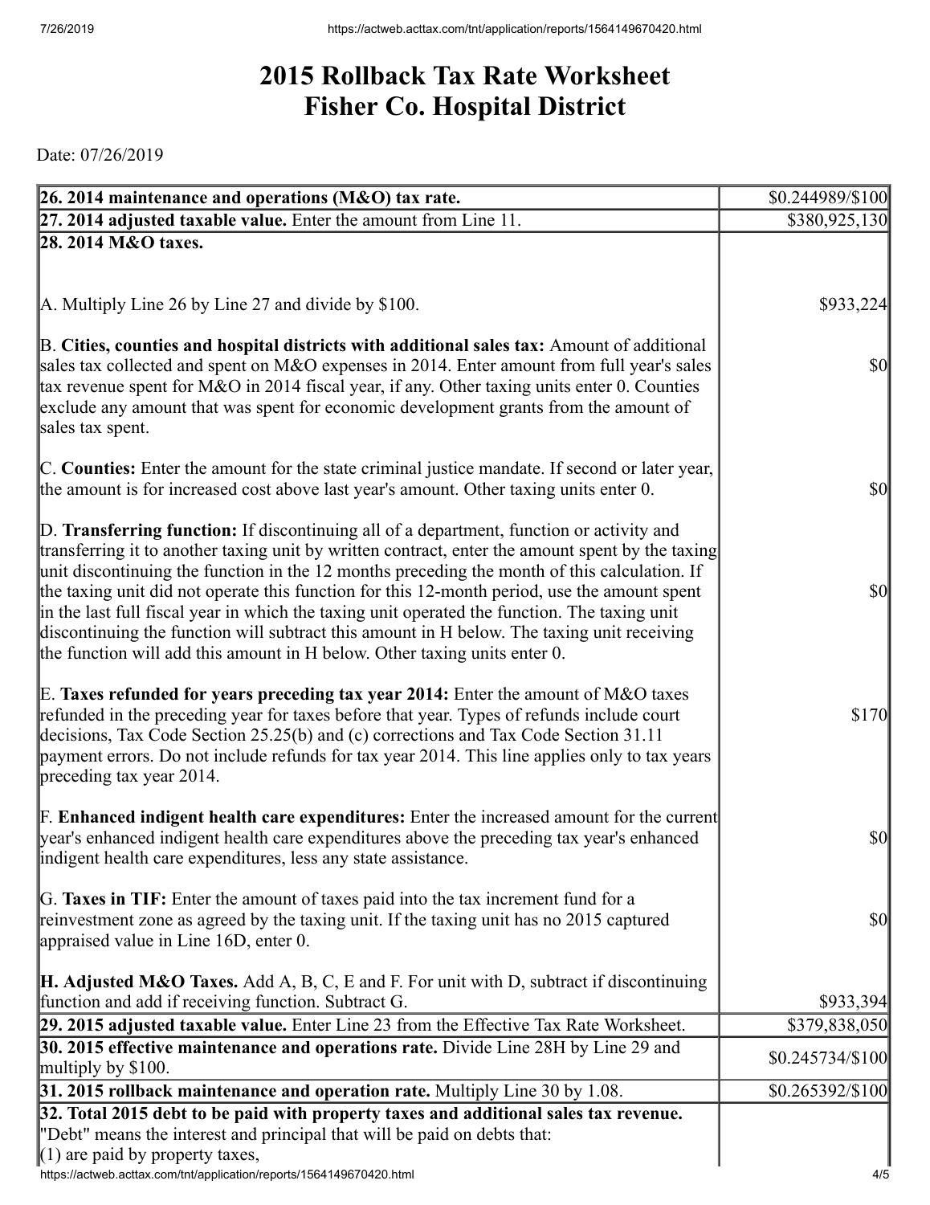# 2015 Rollback Tax Rate Worksheet
# Fisher Co. Hospital District

Date: 07/26/2019

| | |
|---|---|
| **26. 2014 maintenance and operations (M&O) tax rate.** | $0.244989/$100 |
| **27. 2014 adjusted taxable value.** Enter the amount from Line 11. | $380,925,130 |
| **28. 2014 M&O taxes.**<br><br>A. Multiply Line 26 by Line 27 and divide by $100.<br><br>B. **Cities, counties and hospital districts with additional sales tax:** Amount of additional sales tax collected and spent on M&O expenses in 2014. Enter amount from full year's sales tax revenue spent for M&O in 2014 fiscal year, if any. Other taxing units enter 0. Counties exclude any amount that was spent for economic development grants from the amount of sales tax spent.<br><br>C. **Counties:** Enter the amount for the state criminal justice mandate. If second or later year, the amount is for increased cost above last year's amount. Other taxing units enter 0.<br><br>D. **Transferring function:** If discontinuing all of a department, function or activity and transferring it to another taxing unit by written contract, enter the amount spent by the taxing unit discontinuing the function in the 12 months preceding the month of this calculation. If the taxing unit did not operate this function for this 12-month period, use the amount spent in the last full fiscal year in which the taxing unit operated the function. The taxing unit discontinuing the function will subtract this amount in H below. The taxing unit receiving the function will add this amount in H below. Other taxing units enter 0.<br><br>E. **Taxes refunded for years preceding tax year 2014:** Enter the amount of M&O taxes refunded in the preceding year for taxes before that year. Types of refunds include court decisions, Tax Code Section 25.25(b) and (c) corrections and Tax Code Section 31.11 payment errors. Do not include refunds for tax year 2014. This line applies only to tax years preceding tax year 2014.<br><br>F. **Enhanced indigent health care expenditures:** Enter the increased amount for the current year's enhanced indigent health care expenditures above the preceding tax year's enhanced indigent health care expenditures, less any state assistance.<br><br>G. **Taxes in TIF:** Enter the amount of taxes paid into the tax increment fund for a reinvestment zone as agreed by the taxing unit. If the taxing unit has no 2015 captured appraised value in Line 16D, enter 0.<br><br>**H. Adjusted M&O Taxes.** Add A, B, C, E and F. For unit with D, subtract if discontinuing function and add if receiving function. Subtract G. | <br><br>$933,224<br><br>$0<br><br>$0<br><br>$0<br><br>$170<br><br>$0<br><br>$0<br><br>$933,394 |
| **29. 2015 adjusted taxable value.** Enter Line 23 from the Effective Tax Rate Worksheet. | $379,838,050 |
| **30. 2015 effective maintenance and operations rate.** Divide Line 28H by Line 29 and multiply by $100. | $0.245734/$100 |
| **31. 2015 rollback maintenance and operation rate.** Multiply Line 30 by 1.08. | $0.265392/$100 |
| **32. Total 2015 debt to be paid with property taxes and additional sales tax revenue.**<br>"Debt" means the interest and principal that will be paid on debts that:<br>(1) are paid by property taxes, | |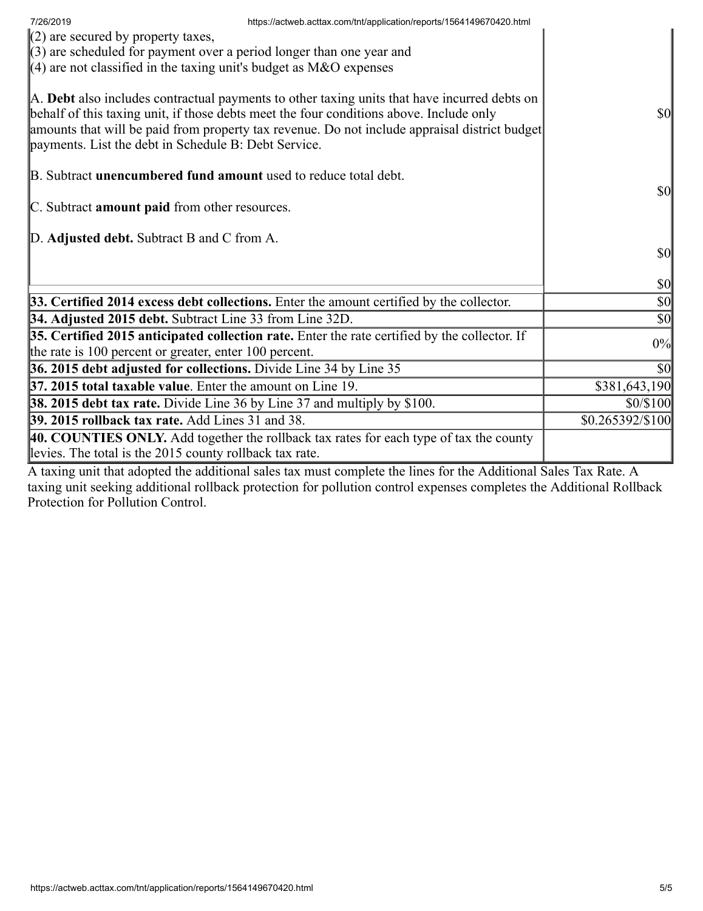| | |
|---|---|
| (2) are secured by property taxes,<br>(3) are scheduled for payment over a period longer than one year and<br>(4) are not classified in the taxing unit's budget as M&O expenses<br><br>A. **Debt** also includes contractual payments to other taxing units that have incurred debts on behalf of this taxing unit, if those debts meet the four conditions above. Include only amounts that will be paid from property tax revenue. Do not include appraisal district budget payments. List the debt in Schedule B: Debt Service.<br><br>B. Subtract **unencumbered fund amount** used to reduce total debt.<br><br>C. Subtract **amount paid** from other resources.<br><br>D. **Adjusted debt.** Subtract B and C from A. | $0<br><br>$0<br><br>$0<br><br>$0 |
| **33. Certified 2014 excess debt collections.** Enter the amount certified by the collector. | $0 |
| **34. Adjusted 2015 debt.** Subtract Line 33 from Line 32D. | $0 |
| **35. Certified 2015 anticipated collection rate.** Enter the rate certified by the collector. If the rate is 100 percent or greater, enter 100 percent. | 0% |
| **36. 2015 debt adjusted for collections.** Divide Line 34 by Line 35 | $0 |
| **37. 2015 total taxable value**. Enter the amount on Line 19. | $381,643,190 |
| **38. 2015 debt tax rate.** Divide Line 36 by Line 37 and multiply by $100. | $0/$100 |
| **39. 2015 rollback tax rate.** Add Lines 31 and 38. | $0.265392/$100 |
| **40. COUNTIES ONLY.** Add together the rollback tax rates for each type of tax the county levies. The total is the 2015 county rollback tax rate. | |

A taxing unit that adopted the additional sales tax must complete the lines for the Additional Sales Tax Rate. A taxing unit seeking additional rollback protection for pollution control expenses completes the Additional Rollback Protection for Pollution Control.